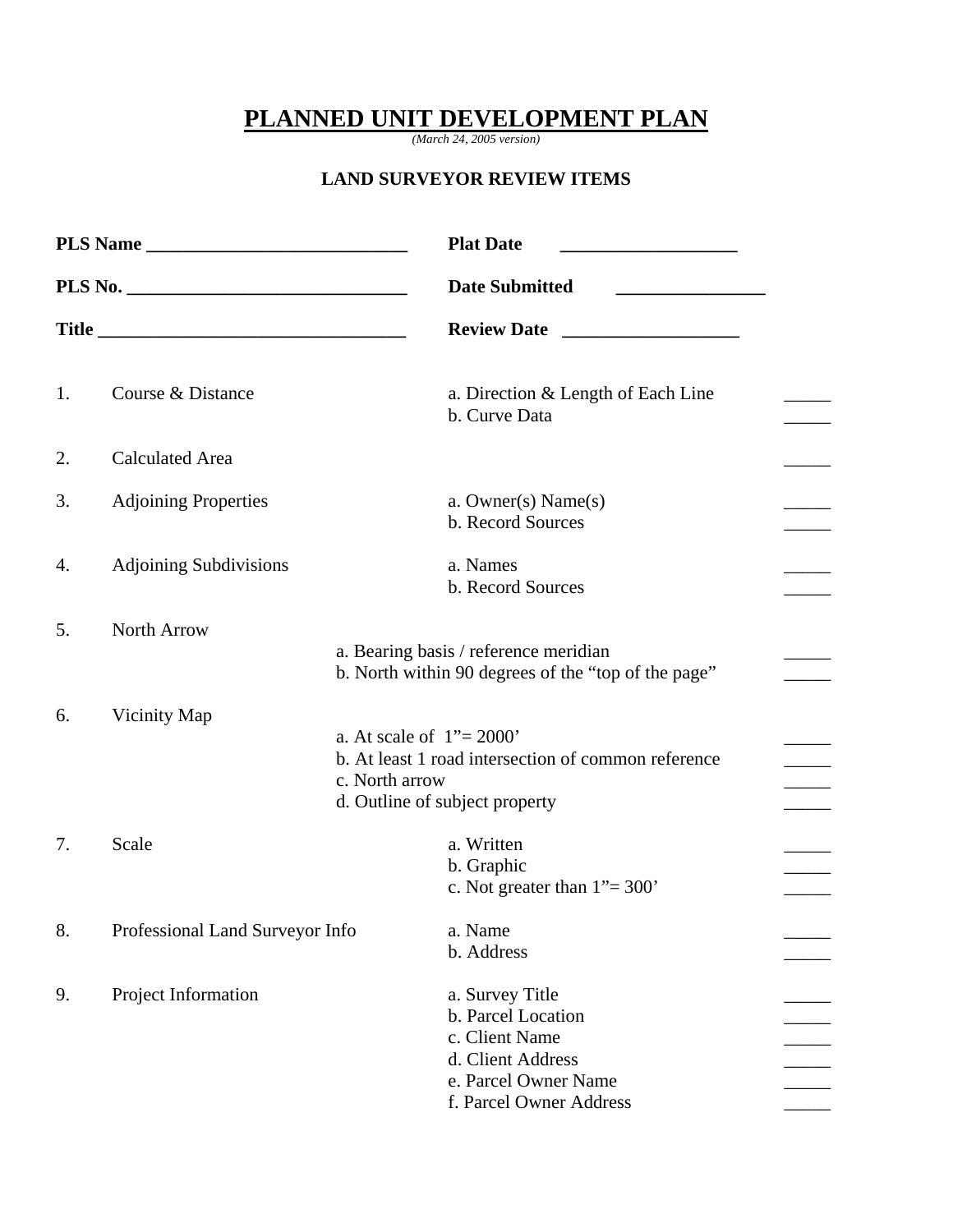# PLANNED UNIT DEVELOPMENT PLAN

*(March 24, 2005 version)*

**LAND SURVEYOR REVIEW ITEMS**

**PLS Name** ____________________________ **Plat Date** ___________________

**PLS No.** ______________________________ **Date Submitted** ________________

**Title** _________________________________ **Review Date** ___________________

| | Item | Requirement | |
|---|---|---|---|
| 1. | Course & Distance | a. Direction & Length of Each Line | _____ |
| | | b. Curve Data | _____ |
| 2. | Calculated Area | | _____ |
| 3. | Adjoining Properties | a. Owner(s) Name(s) | _____ |
| | | b. Record Sources | _____ |
| 4. | Adjoining Subdivisions | a. Names | _____ |
| | | b. Record Sources | _____ |
| 5. | North Arrow | a. Bearing basis / reference meridian | _____ |
| | | b. North within 90 degrees of the “top of the page” | _____ |
| 6. | Vicinity Map | a. At scale of 1”= 2000’ | _____ |
| | | b. At least 1 road intersection of common reference | _____ |
| | | c. North arrow | _____ |
| | | d. Outline of subject property | _____ |
| 7. | Scale | a. Written | _____ |
| | | b. Graphic | _____ |
| | | c. Not greater than 1”= 300’ | _____ |
| 8. | Professional Land Surveyor Info | a. Name | _____ |
| | | b. Address | _____ |
| 9. | Project Information | a. Survey Title | _____ |
| | | b. Parcel Location | _____ |
| | | c. Client Name | _____ |
| | | d. Client Address | _____ |
| | | e. Parcel Owner Name | _____ |
| | | f. Parcel Owner Address | _____ |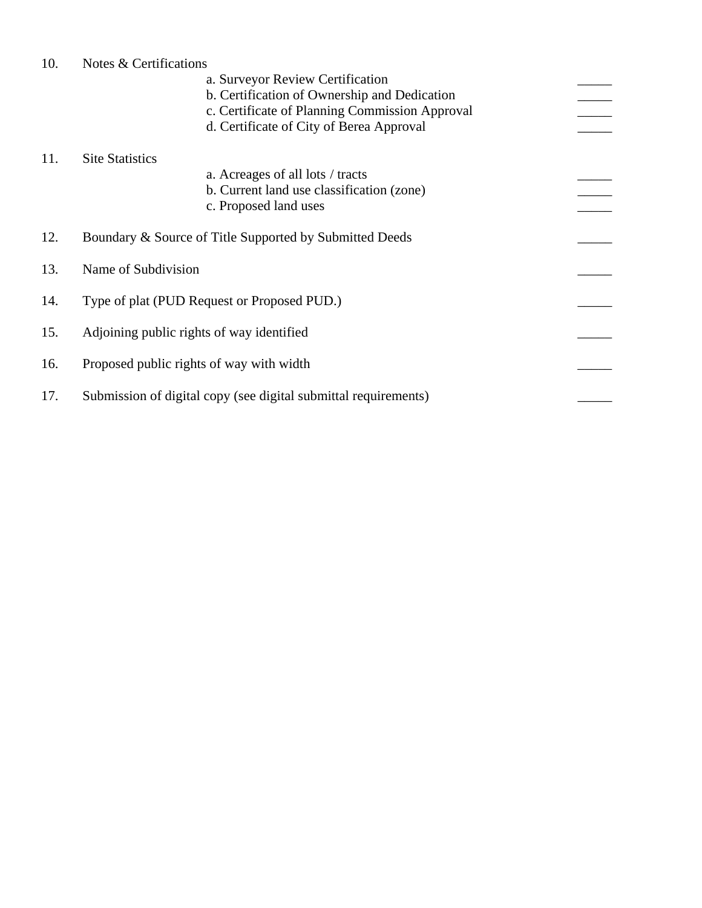10. Notes & Certifications
    - a. Surveyor Review Certification _____
    - b. Certification of Ownership and Dedication _____
    - c. Certificate of Planning Commission Approval _____
    - d. Certificate of City of Berea Approval _____

11. Site Statistics
    - a. Acreages of all lots / tracts _____
    - b. Current land use classification (zone) _____
    - c. Proposed land uses _____

12. Boundary & Source of Title Supported by Submitted Deeds _____

13. Name of Subdivision _____

14. Type of plat (PUD Request or Proposed PUD.) _____

15. Adjoining public rights of way identified _____

16. Proposed public rights of way with width _____

17. Submission of digital copy (see digital submittal requirements) _____